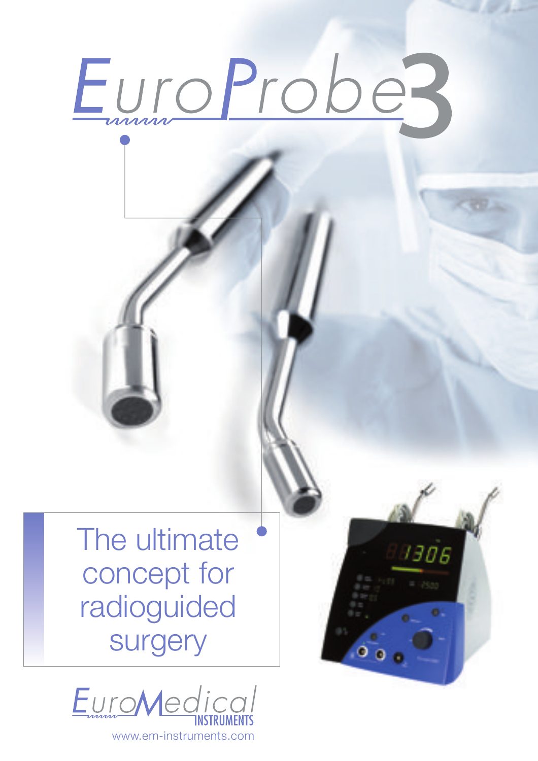# EuroProbe3

The ultimate concept for radioguided surgery

EuroMedical INSTRUMENTS

www.em-instruments.com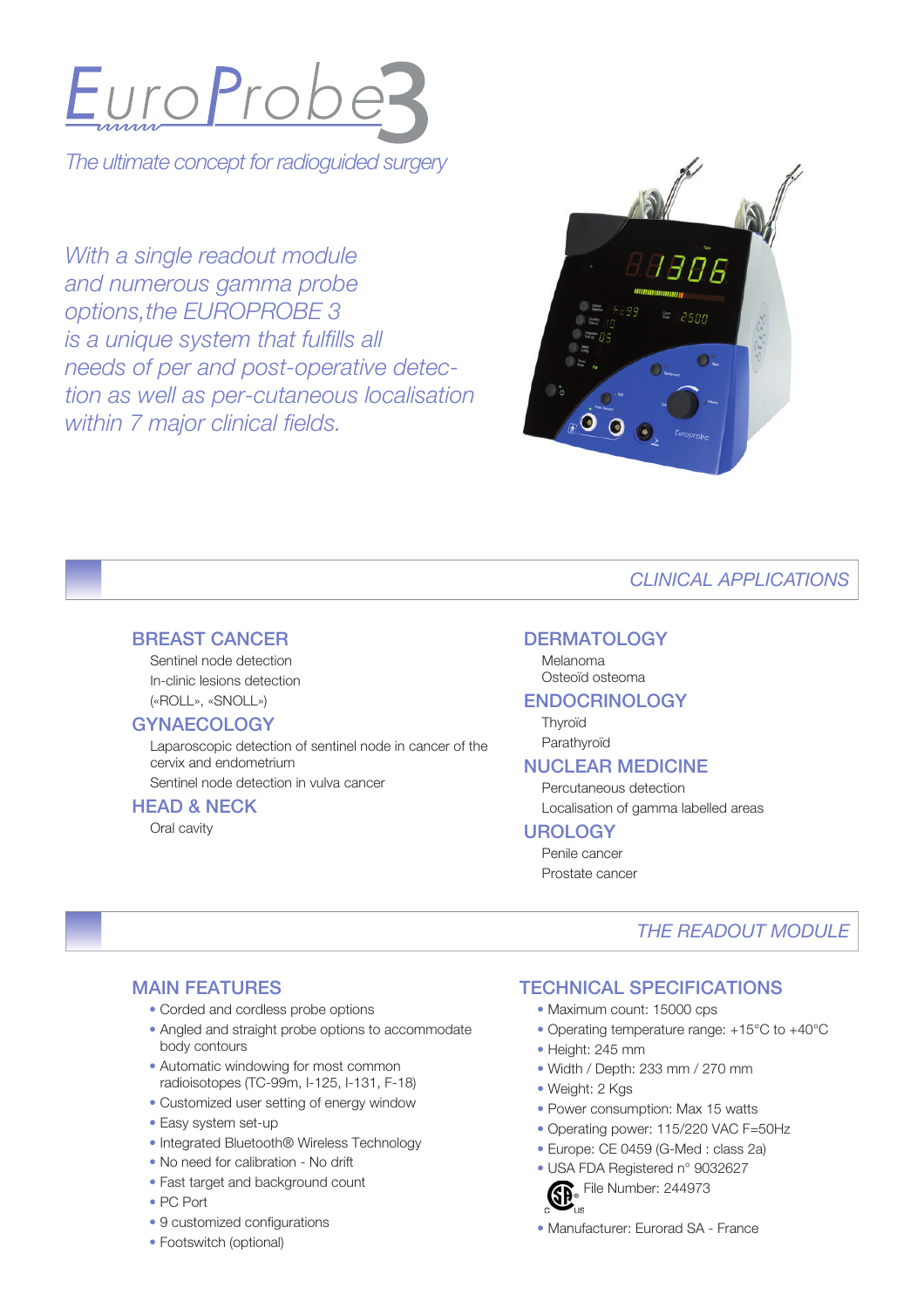# EuroProbe3

*The ultimate concept for radioguided surgery*

*With a single readout module and numerous gamma probe options, the EUROPROBE 3 is a unique system that fulfills all needs of per and post-operative detection as well as per-cutaneous localisation within 7 major clinical fields.*

## CLINICAL APPLICATIONS

### BREAST CANCER

Sentinel node detection
In-clinic lesions detection
(«ROLL», «SNOLL»)

### GYNAECOLOGY

Laparoscopic detection of sentinel node in cancer of the cervix and endometrium
Sentinel node detection in vulva cancer

### HEAD & NECK

Oral cavity

### DERMATOLOGY

Melanoma
Osteoïd osteoma

### ENDOCRINOLOGY

Thyroïd
Parathyroïd

### NUCLEAR MEDICINE

Percutaneous detection
Localisation of gamma labelled areas

### UROLOGY

Penile cancer
Prostate cancer

## THE READOUT MODULE

### MAIN FEATURES

- Corded and cordless probe options
- Angled and straight probe options to accommodate body contours
- Automatic windowing for most common radioisotopes (TC-99m, I-125, I-131, F-18)
- Customized user setting of energy window
- Easy system set-up
- Integrated Bluetooth® Wireless Technology
- No need for calibration - No drift
- Fast target and background count
- PC Port
- 9 customized configurations
- Footswitch (optional)

### TECHNICAL SPECIFICATIONS

- Maximum count: 15000 cps
- Operating temperature range: +15°C to +40°C
- Height: 245 mm
- Width / Depth: 233 mm / 270 mm
- Weight: 2 Kgs
- Power consumption: Max 15 watts
- Operating power: 115/220 VAC F=50Hz
- Europe: CE 0459 (G-Med : class 2a)
- USA FDA Registered n° 9032627

  File Number: 244973
- Manufacturer: Eurorad SA - France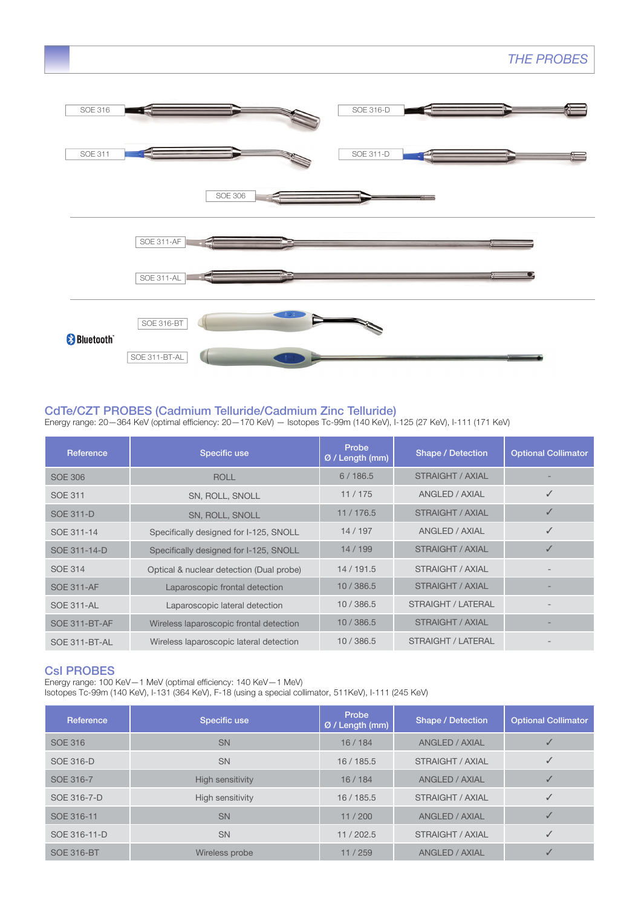## THE PROBES

SOE 316

SOE 316-D

SOE 311

SOE 311-D

SOE 306

SOE 311-AF

SOE 311-AL

Bluetooth

SOE 316-BT

SOE 311-BT-AL

## CdTe/CZT PROBES (Cadmium Telluride/Cadmium Zinc Telluride)

Energy range: 20—364 KeV (optimal efficiency: 20—170 KeV) — Isotopes Tc-99m (140 KeV), I-125 (27 KeV), I-111 (171 KeV)

| Reference | Specific use | Probe Ø / Length (mm) | Shape / Detection | Optional Collimator |
|---|---|---|---|---|
| SOE 306 | ROLL | 6 / 186.5 | STRAIGHT / AXIAL | - |
| SOE 311 | SN, ROLL, SNOLL | 11 / 175 | ANGLED / AXIAL | ✓ |
| SOE 311-D | SN, ROLL, SNOLL | 11 / 176.5 | STRAIGHT / AXIAL | ✓ |
| SOE 311-14 | Specifically designed for I-125, SNOLL | 14 / 197 | ANGLED / AXIAL | ✓ |
| SOE 311-14-D | Specifically designed for I-125, SNOLL | 14 / 199 | STRAIGHT / AXIAL | ✓ |
| SOE 314 | Optical & nuclear detection (Dual probe) | 14 / 191.5 | STRAIGHT / AXIAL | - |
| SOE 311-AF | Laparoscopic frontal detection | 10 / 386.5 | STRAIGHT / AXIAL | - |
| SOE 311-AL | Laparoscopic lateral detection | 10 / 386.5 | STRAIGHT / LATERAL | - |
| SOE 311-BT-AF | Wireless laparoscopic frontal detection | 10 / 386.5 | STRAIGHT / AXIAL | - |
| SOE 311-BT-AL | Wireless laparoscopic lateral detection | 10 / 386.5 | STRAIGHT / LATERAL | - |

## CsI PROBES

Energy range: 100 KeV—1 MeV (optimal efficiency: 140 KeV—1 MeV)
Isotopes Tc-99m (140 KeV), I-131 (364 KeV), F-18 (using a special collimator, 511KeV), I-111 (245 KeV)

| Reference | Specific use | Probe Ø / Length (mm) | Shape / Detection | Optional Collimator |
|---|---|---|---|---|
| SOE 316 | SN | 16 / 184 | ANGLED / AXIAL | ✓ |
| SOE 316-D | SN | 16 / 185.5 | STRAIGHT / AXIAL | ✓ |
| SOE 316-7 | High sensitivity | 16 / 184 | ANGLED / AXIAL | ✓ |
| SOE 316-7-D | High sensitivity | 16 / 185.5 | STRAIGHT / AXIAL | ✓ |
| SOE 316-11 | SN | 11 / 200 | ANGLED / AXIAL | ✓ |
| SOE 316-11-D | SN | 11 / 202.5 | STRAIGHT / AXIAL | ✓ |
| SOE 316-BT | Wireless probe | 11 / 259 | ANGLED / AXIAL | ✓ |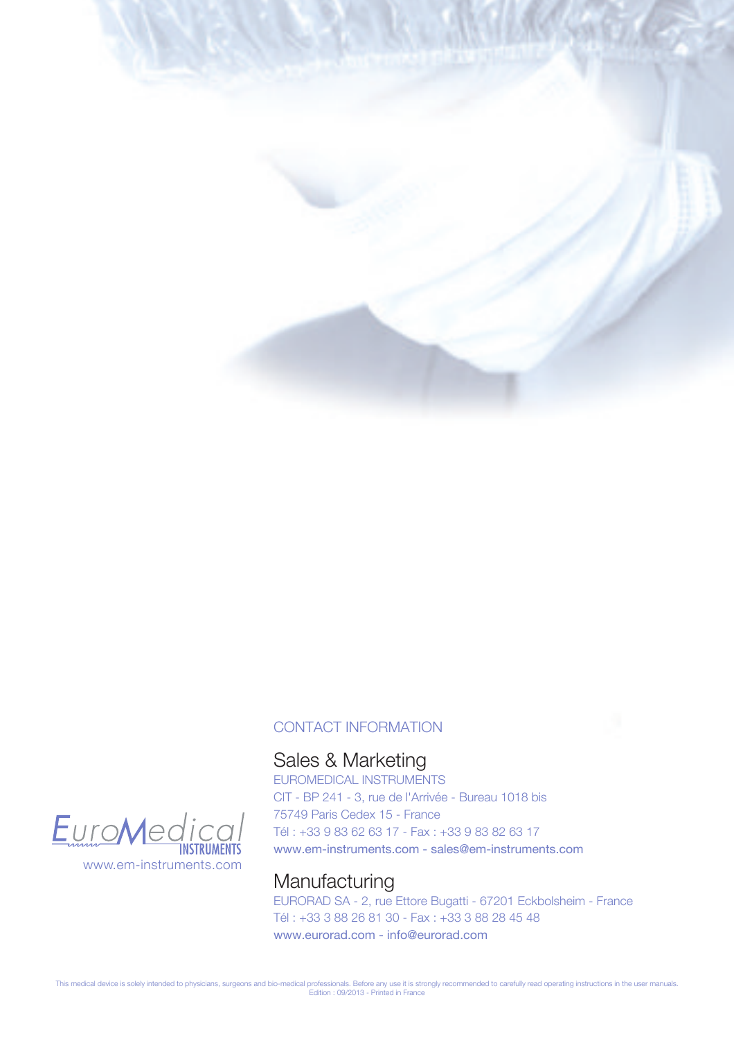EuroMedical INSTRUMENTS

www.em-instruments.com

## CONTACT INFORMATION

### Sales & Marketing

EUROMEDICAL INSTRUMENTS
CIT - BP 241 - 3, rue de l'Arrivée - Bureau 1018 bis
75749 Paris Cedex 15 - France
Tél : +33 9 83 62 63 17 - Fax : +33 9 83 82 63 17
www.em-instruments.com - sales@em-instruments.com

### Manufacturing

EURORAD SA - 2, rue Ettore Bugatti - 67201 Eckbolsheim - France
Tél : +33 3 88 26 81 30 - Fax : +33 3 88 28 45 48
www.eurorad.com - info@eurorad.com

This medical device is solely intended to physicians, surgeons and bio-medical professionals. Before any use it is strongly recommended to carefully read operating instructions in the user manuals.
Edition : 09/2013 - Printed in France